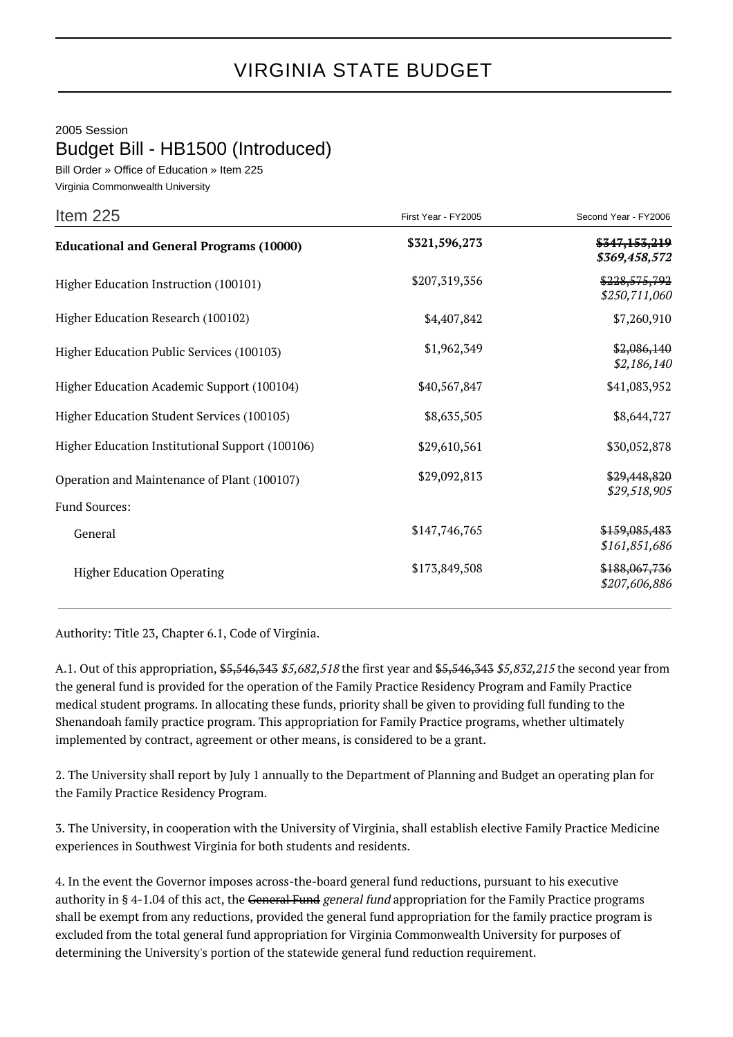# VIRGINIA STATE BUDGET

2005 Session

## Budget Bill - HB1500 (Introduced)

Bill Order » Office of Education » Item 225

Virginia Commonwealth University

| Item 225 | First Year - FY2005 | Second Year - FY2006 |
|---|---|---|
| **Educational and General Programs (10000)** | **$321,596,273** | ~~**$347,153,219**~~ ***$369,458,572*** |
| Higher Education Instruction (100101) | $207,319,356 | ~~$228,575,792~~ *$250,711,060* |
| Higher Education Research (100102) | $4,407,842 | $7,260,910 |
| Higher Education Public Services (100103) | $1,962,349 | ~~$2,086,140~~ *$2,186,140* |
| Higher Education Academic Support (100104) | $40,567,847 | $41,083,952 |
| Higher Education Student Services (100105) | $8,635,505 | $8,644,727 |
| Higher Education Institutional Support (100106) | $29,610,561 | $30,052,878 |
| Operation and Maintenance of Plant (100107) | $29,092,813 | ~~$29,448,820~~ *$29,518,905* |
| Fund Sources: | | |
| General | $147,746,765 | ~~$159,085,483~~ *$161,851,686* |
| Higher Education Operating | $173,849,508 | ~~$188,067,736~~ *$207,606,886* |

Authority: Title 23, Chapter 6.1, Code of Virginia.

A.1. Out of this appropriation, ~~$5,546,343~~ *$5,682,518* the first year and ~~$5,546,343~~ *$5,832,215* the second year from the general fund is provided for the operation of the Family Practice Residency Program and Family Practice medical student programs. In allocating these funds, priority shall be given to providing full funding to the Shenandoah family practice program. This appropriation for Family Practice programs, whether ultimately implemented by contract, agreement or other means, is considered to be a grant.

2. The University shall report by July 1 annually to the Department of Planning and Budget an operating plan for the Family Practice Residency Program.

3. The University, in cooperation with the University of Virginia, shall establish elective Family Practice Medicine experiences in Southwest Virginia for both students and residents.

4. In the event the Governor imposes across-the-board general fund reductions, pursuant to his executive authority in § 4-1.04 of this act, the ~~General Fund~~ *general fund* appropriation for the Family Practice programs shall be exempt from any reductions, provided the general fund appropriation for the family practice program is excluded from the total general fund appropriation for Virginia Commonwealth University for purposes of determining the University's portion of the statewide general fund reduction requirement.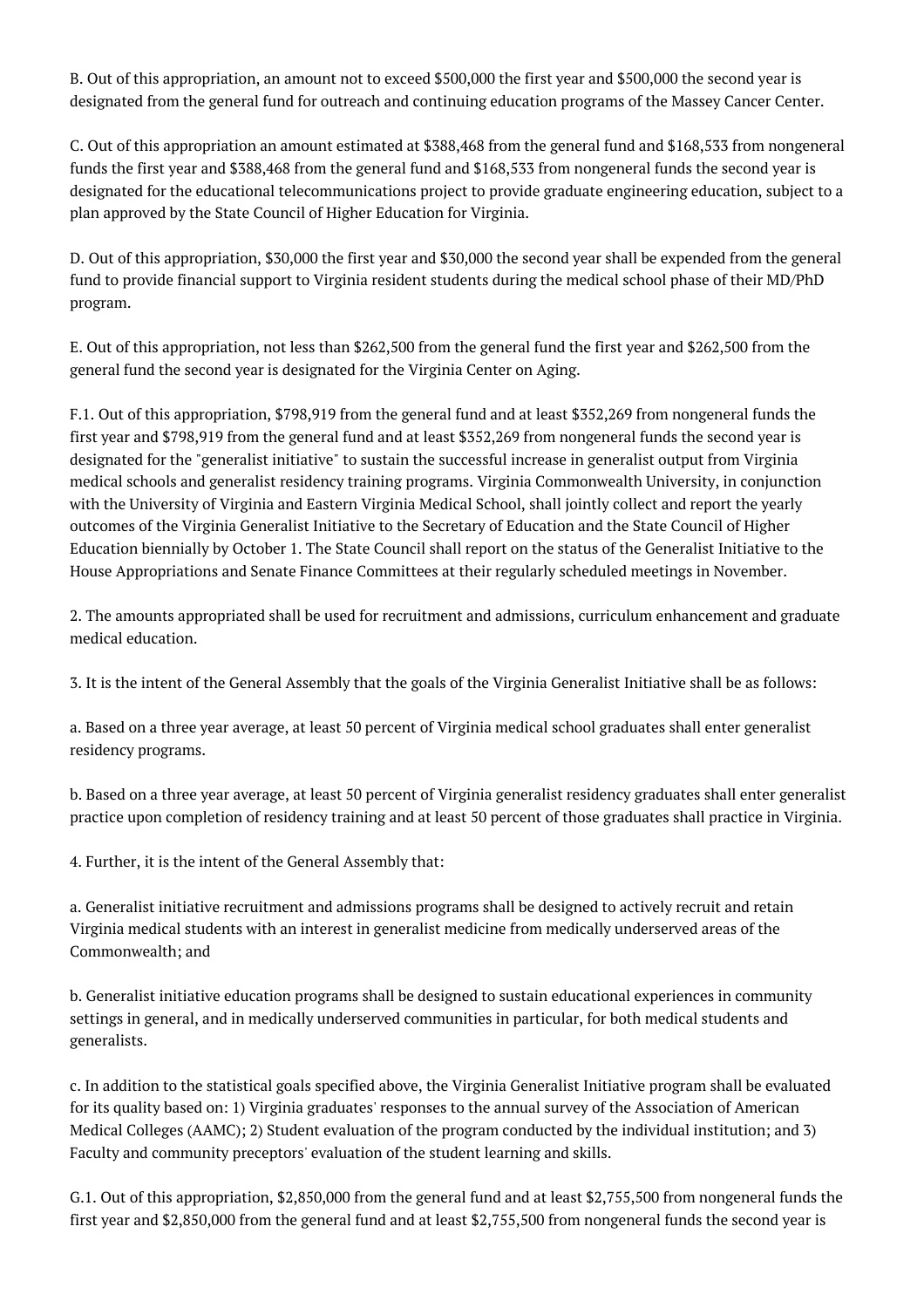B. Out of this appropriation, an amount not to exceed $500,000 the first year and $500,000 the second year is designated from the general fund for outreach and continuing education programs of the Massey Cancer Center.

C. Out of this appropriation an amount estimated at $388,468 from the general fund and $168,533 from nongeneral funds the first year and $388,468 from the general fund and $168,533 from nongeneral funds the second year is designated for the educational telecommunications project to provide graduate engineering education, subject to a plan approved by the State Council of Higher Education for Virginia.

D. Out of this appropriation, $30,000 the first year and $30,000 the second year shall be expended from the general fund to provide financial support to Virginia resident students during the medical school phase of their MD/PhD program.

E. Out of this appropriation, not less than $262,500 from the general fund the first year and $262,500 from the general fund the second year is designated for the Virginia Center on Aging.

F.1. Out of this appropriation, $798,919 from the general fund and at least $352,269 from nongeneral funds the first year and $798,919 from the general fund and at least $352,269 from nongeneral funds the second year is designated for the "generalist initiative" to sustain the successful increase in generalist output from Virginia medical schools and generalist residency training programs. Virginia Commonwealth University, in conjunction with the University of Virginia and Eastern Virginia Medical School, shall jointly collect and report the yearly outcomes of the Virginia Generalist Initiative to the Secretary of Education and the State Council of Higher Education biennially by October 1. The State Council shall report on the status of the Generalist Initiative to the House Appropriations and Senate Finance Committees at their regularly scheduled meetings in November.

2. The amounts appropriated shall be used for recruitment and admissions, curriculum enhancement and graduate medical education.

3. It is the intent of the General Assembly that the goals of the Virginia Generalist Initiative shall be as follows:

a. Based on a three year average, at least 50 percent of Virginia medical school graduates shall enter generalist residency programs.

b. Based on a three year average, at least 50 percent of Virginia generalist residency graduates shall enter generalist practice upon completion of residency training and at least 50 percent of those graduates shall practice in Virginia.

4. Further, it is the intent of the General Assembly that:

a. Generalist initiative recruitment and admissions programs shall be designed to actively recruit and retain Virginia medical students with an interest in generalist medicine from medically underserved areas of the Commonwealth; and

b. Generalist initiative education programs shall be designed to sustain educational experiences in community settings in general, and in medically underserved communities in particular, for both medical students and generalists.

c. In addition to the statistical goals specified above, the Virginia Generalist Initiative program shall be evaluated for its quality based on: 1) Virginia graduates' responses to the annual survey of the Association of American Medical Colleges (AAMC); 2) Student evaluation of the program conducted by the individual institution; and 3) Faculty and community preceptors' evaluation of the student learning and skills.

G.1. Out of this appropriation, $2,850,000 from the general fund and at least $2,755,500 from nongeneral funds the first year and $2,850,000 from the general fund and at least $2,755,500 from nongeneral funds the second year is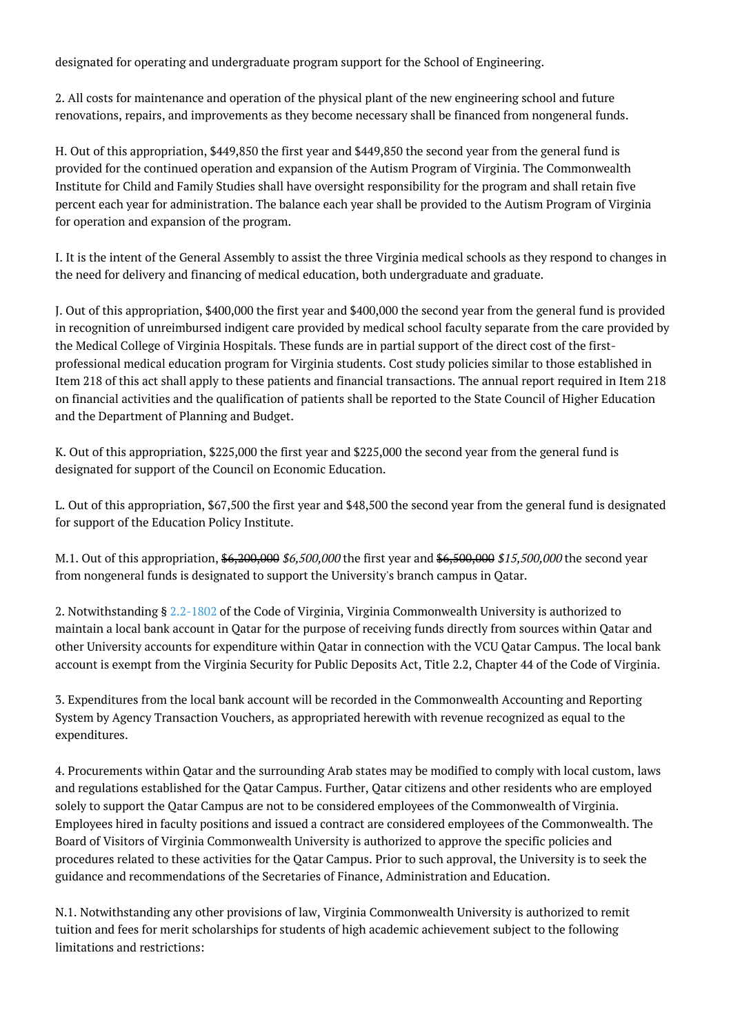designated for operating and undergraduate program support for the School of Engineering.

2. All costs for maintenance and operation of the physical plant of the new engineering school and future renovations, repairs, and improvements as they become necessary shall be financed from nongeneral funds.

H. Out of this appropriation, $449,850 the first year and $449,850 the second year from the general fund is provided for the continued operation and expansion of the Autism Program of Virginia. The Commonwealth Institute for Child and Family Studies shall have oversight responsibility for the program and shall retain five percent each year for administration. The balance each year shall be provided to the Autism Program of Virginia for operation and expansion of the program.

I. It is the intent of the General Assembly to assist the three Virginia medical schools as they respond to changes in the need for delivery and financing of medical education, both undergraduate and graduate.

J. Out of this appropriation, $400,000 the first year and $400,000 the second year from the general fund is provided in recognition of unreimbursed indigent care provided by medical school faculty separate from the care provided by the Medical College of Virginia Hospitals. These funds are in partial support of the direct cost of the first-professional medical education program for Virginia students. Cost study policies similar to those established in Item 218 of this act shall apply to these patients and financial transactions. The annual report required in Item 218 on financial activities and the qualification of patients shall be reported to the State Council of Higher Education and the Department of Planning and Budget.

K. Out of this appropriation, $225,000 the first year and $225,000 the second year from the general fund is designated for support of the Council on Economic Education.

L. Out of this appropriation, $67,500 the first year and $48,500 the second year from the general fund is designated for support of the Education Policy Institute.

M.1. Out of this appropriation, ~~$6,200,000~~ *$6,500,000* the first year and ~~$6,500,000~~ *$15,500,000* the second year from nongeneral funds is designated to support the University's branch campus in Qatar.

2. Notwithstanding § 2.2-1802 of the Code of Virginia, Virginia Commonwealth University is authorized to maintain a local bank account in Qatar for the purpose of receiving funds directly from sources within Qatar and other University accounts for expenditure within Qatar in connection with the VCU Qatar Campus. The local bank account is exempt from the Virginia Security for Public Deposits Act, Title 2.2, Chapter 44 of the Code of Virginia.

3. Expenditures from the local bank account will be recorded in the Commonwealth Accounting and Reporting System by Agency Transaction Vouchers, as appropriated herewith with revenue recognized as equal to the expenditures.

4. Procurements within Qatar and the surrounding Arab states may be modified to comply with local custom, laws and regulations established for the Qatar Campus. Further, Qatar citizens and other residents who are employed solely to support the Qatar Campus are not to be considered employees of the Commonwealth of Virginia. Employees hired in faculty positions and issued a contract are considered employees of the Commonwealth. The Board of Visitors of Virginia Commonwealth University is authorized to approve the specific policies and procedures related to these activities for the Qatar Campus. Prior to such approval, the University is to seek the guidance and recommendations of the Secretaries of Finance, Administration and Education.

N.1. Notwithstanding any other provisions of law, Virginia Commonwealth University is authorized to remit tuition and fees for merit scholarships for students of high academic achievement subject to the following limitations and restrictions: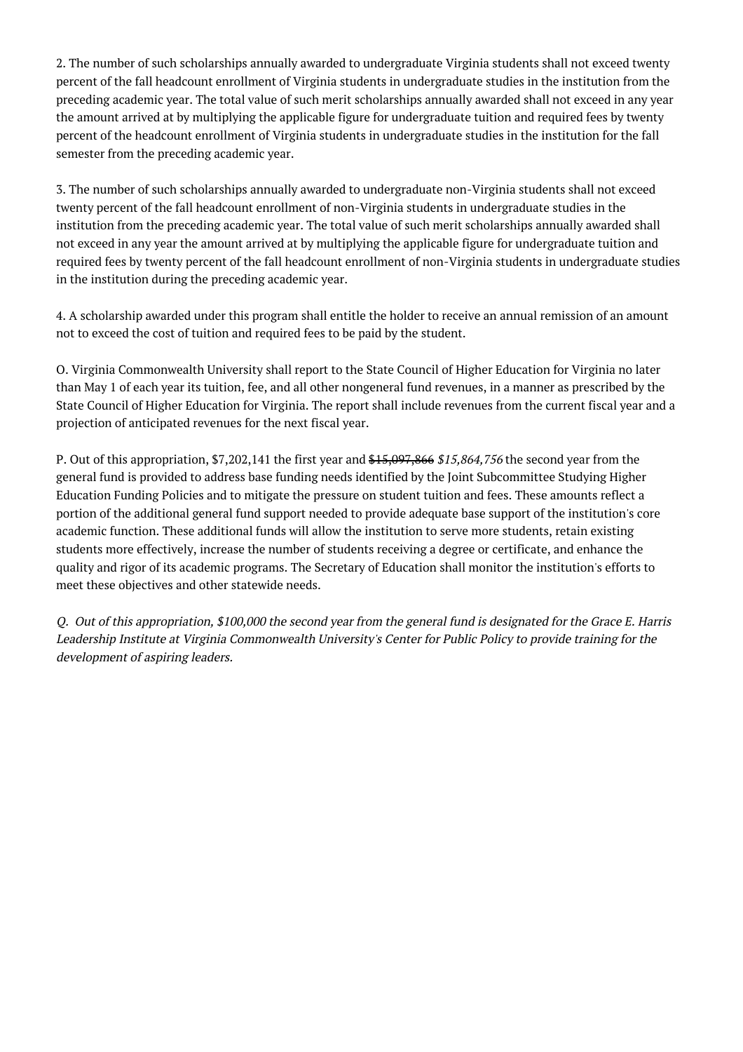2. The number of such scholarships annually awarded to undergraduate Virginia students shall not exceed twenty percent of the fall headcount enrollment of Virginia students in undergraduate studies in the institution from the preceding academic year. The total value of such merit scholarships annually awarded shall not exceed in any year the amount arrived at by multiplying the applicable figure for undergraduate tuition and required fees by twenty percent of the headcount enrollment of Virginia students in undergraduate studies in the institution for the fall semester from the preceding academic year.

3. The number of such scholarships annually awarded to undergraduate non-Virginia students shall not exceed twenty percent of the fall headcount enrollment of non-Virginia students in undergraduate studies in the institution from the preceding academic year. The total value of such merit scholarships annually awarded shall not exceed in any year the amount arrived at by multiplying the applicable figure for undergraduate tuition and required fees by twenty percent of the fall headcount enrollment of non-Virginia students in undergraduate studies in the institution during the preceding academic year.

4. A scholarship awarded under this program shall entitle the holder to receive an annual remission of an amount not to exceed the cost of tuition and required fees to be paid by the student.

O. Virginia Commonwealth University shall report to the State Council of Higher Education for Virginia no later than May 1 of each year its tuition, fee, and all other nongeneral fund revenues, in a manner as prescribed by the State Council of Higher Education for Virginia. The report shall include revenues from the current fiscal year and a projection of anticipated revenues for the next fiscal year.

P. Out of this appropriation, $7,202,141 the first year and ~~$15,097,866~~ *$15,864,756* the second year from the general fund is provided to address base funding needs identified by the Joint Subcommittee Studying Higher Education Funding Policies and to mitigate the pressure on student tuition and fees. These amounts reflect a portion of the additional general fund support needed to provide adequate base support of the institution's core academic function. These additional funds will allow the institution to serve more students, retain existing students more effectively, increase the number of students receiving a degree or certificate, and enhance the quality and rigor of its academic programs. The Secretary of Education shall monitor the institution's efforts to meet these objectives and other statewide needs.

*Q. Out of this appropriation, $100,000 the second year from the general fund is designated for the Grace E. Harris Leadership Institute at Virginia Commonwealth University's Center for Public Policy to provide training for the development of aspiring leaders.*